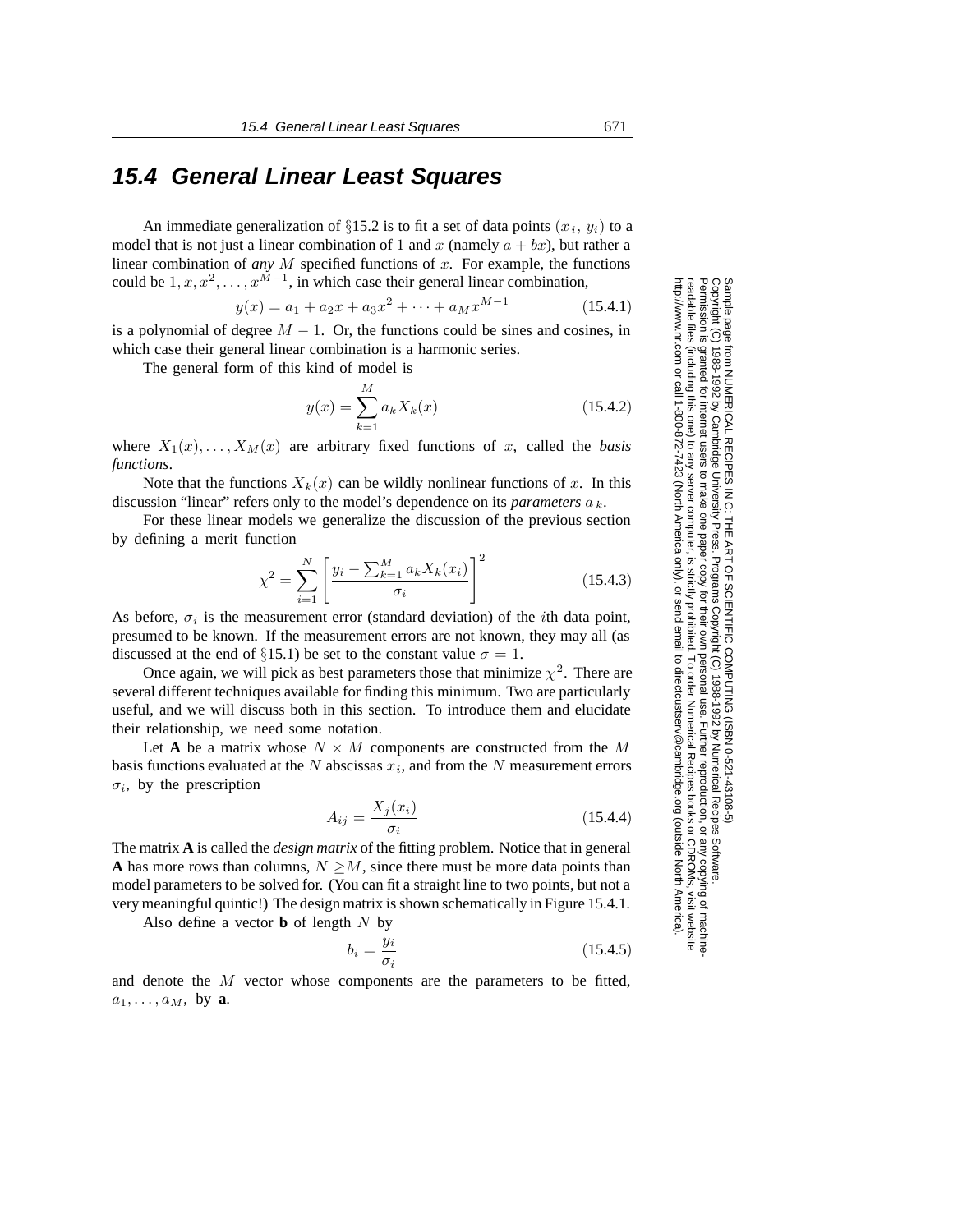## 15.4 General Linear Least Squares

An immediate generalization of §15.2 is to fit a set of data points $(x_i, y_i)$ to a model that is not just a linear combination of 1 and $x$ (namely $a + bx$), but rather a linear combination of *any* $M$ specified functions of $x$. For example, the functions could be $1, x, x^2, \dots, x^{M-1}$, in which case their general linear combination,

$$y(x) = a_1 + a_2 x + a_3 x^2 + \cdots + a_M x^{M-1} \tag{15.4.1}$$

is a polynomial of degree $M - 1$. Or, the functions could be sines and cosines, in which case their general linear combination is a harmonic series.

The general form of this kind of model is

$$y(x) = \sum_{k=1}^{M} a_k X_k(x) \tag{15.4.2}$$

where $X_1(x), \dots, X_M(x)$ are arbitrary fixed functions of $x$, called the *basis functions*.

Note that the functions $X_k(x)$ can be wildly nonlinear functions of $x$. In this discussion "linear" refers only to the model's dependence on its *parameters* $a_k$.

For these linear models we generalize the discussion of the previous section by defining a merit function

$$\chi^2 = \sum_{i=1}^{N} \left[ \frac{y_i - \sum_{k=1}^{M} a_k X_k(x_i)}{\sigma_i} \right]^2 \tag{15.4.3}$$

As before, $\sigma_i$ is the measurement error (standard deviation) of the $i$th data point, presumed to be known. If the measurement errors are not known, they may all (as discussed at the end of §15.1) be set to the constant value $\sigma = 1$.

Once again, we will pick as best parameters those that minimize $\chi^2$. There are several different techniques available for finding this minimum. Two are particularly useful, and we will discuss both in this section. To introduce them and elucidate their relationship, we need some notation.

Let **A** be a matrix whose $N \times M$ components are constructed from the $M$ basis functions evaluated at the $N$ abscissas $x_i$, and from the $N$ measurement errors $\sigma_i$, by the prescription

$$A_{ij} = \frac{X_j(x_i)}{\sigma_i} \tag{15.4.4}$$

The matrix **A** is called the *design matrix* of the fitting problem. Notice that in general **A** has more rows than columns, $N \geq M$, since there must be more data points than model parameters to be solved for. (You can fit a straight line to two points, but not a very meaningful quintic!) The design matrix is shown schematically in Figure 15.4.1.

Also define a vector **b** of length $N$ by

$$b_i = \frac{y_i}{\sigma_i} \tag{15.4.5}$$

and denote the $M$ vector whose components are the parameters to be fitted, $a_1, \dots, a_M$, by **a**.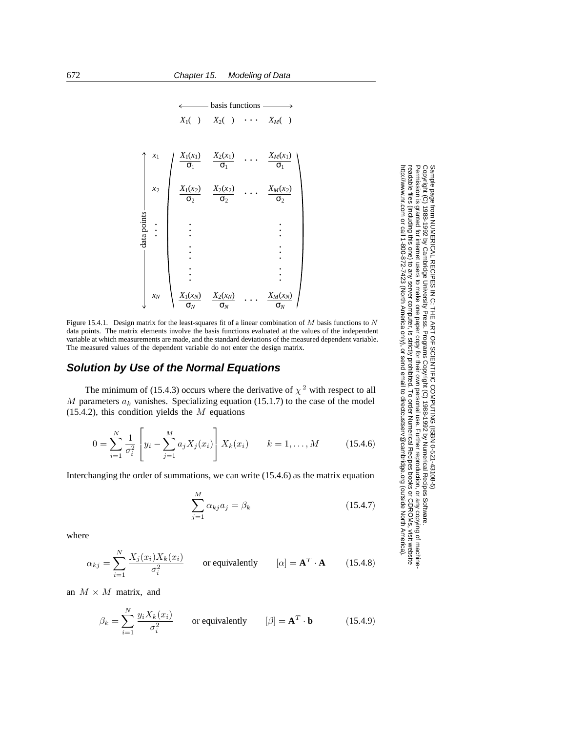$$
\begin{array}{c}
\longleftarrow \text{basis functions} \longrightarrow \\
X_1(\ )\quad X_2(\ )\quad \cdots \quad X_M(\ )
\end{array}
$$

$$
\text{data points}\quad
\begin{array}{c} x_1 \\ x_2 \\ \vdots \\ x_N \end{array}
\begin{pmatrix}
\frac{X_1(x_1)}{\sigma_1} & \frac{X_2(x_1)}{\sigma_1} & \cdots & \frac{X_M(x_1)}{\sigma_1} \\
\frac{X_1(x_2)}{\sigma_2} & \frac{X_2(x_2)}{\sigma_2} & \cdots & \frac{X_M(x_2)}{\sigma_2} \\
\vdots & & & \vdots \\
\frac{X_1(x_N)}{\sigma_N} & \frac{X_2(x_N)}{\sigma_N} & \cdots & \frac{X_M(x_N)}{\sigma_N}
\end{pmatrix}
$$

Figure 15.4.1. Design matrix for the least-squares fit of a linear combination of $M$ basis functions to $N$ data points. The matrix elements involve the basis functions evaluated at the values of the independent variable at which measurements are made, and the standard deviations of the measured dependent variable. The measured values of the dependent variable do not enter the design matrix.

### Solution by Use of the Normal Equations

The minimum of (15.4.3) occurs where the derivative of $\chi^2$ with respect to all $M$ parameters $a_k$ vanishes. Specializing equation (15.1.7) to the case of the model (15.4.2), this condition yields the $M$ equations

$$
0 = \sum_{i=1}^{N} \frac{1}{\sigma_i^2} \left[ y_i - \sum_{j=1}^{M} a_j X_j(x_i) \right] X_k(x_i) \qquad k = 1, \ldots, M \tag{15.4.6}
$$

Interchanging the order of summations, we can write (15.4.6) as the matrix equation

$$
\sum_{j=1}^{M} \alpha_{kj} a_j = \beta_k \tag{15.4.7}
$$

where

$$
\alpha_{kj} = \sum_{i=1}^{N} \frac{X_j(x_i) X_k(x_i)}{\sigma_i^2} \qquad \text{or equivalently} \qquad [\alpha] = \mathbf{A}^T \cdot \mathbf{A} \tag{15.4.8}
$$

an $M \times M$ matrix, and

$$
\beta_k = \sum_{i=1}^{N} \frac{y_i X_k(x_i)}{\sigma_i^2} \qquad \text{or equivalently} \qquad [\beta] = \mathbf{A}^T \cdot \mathbf{b} \tag{15.4.9}
$$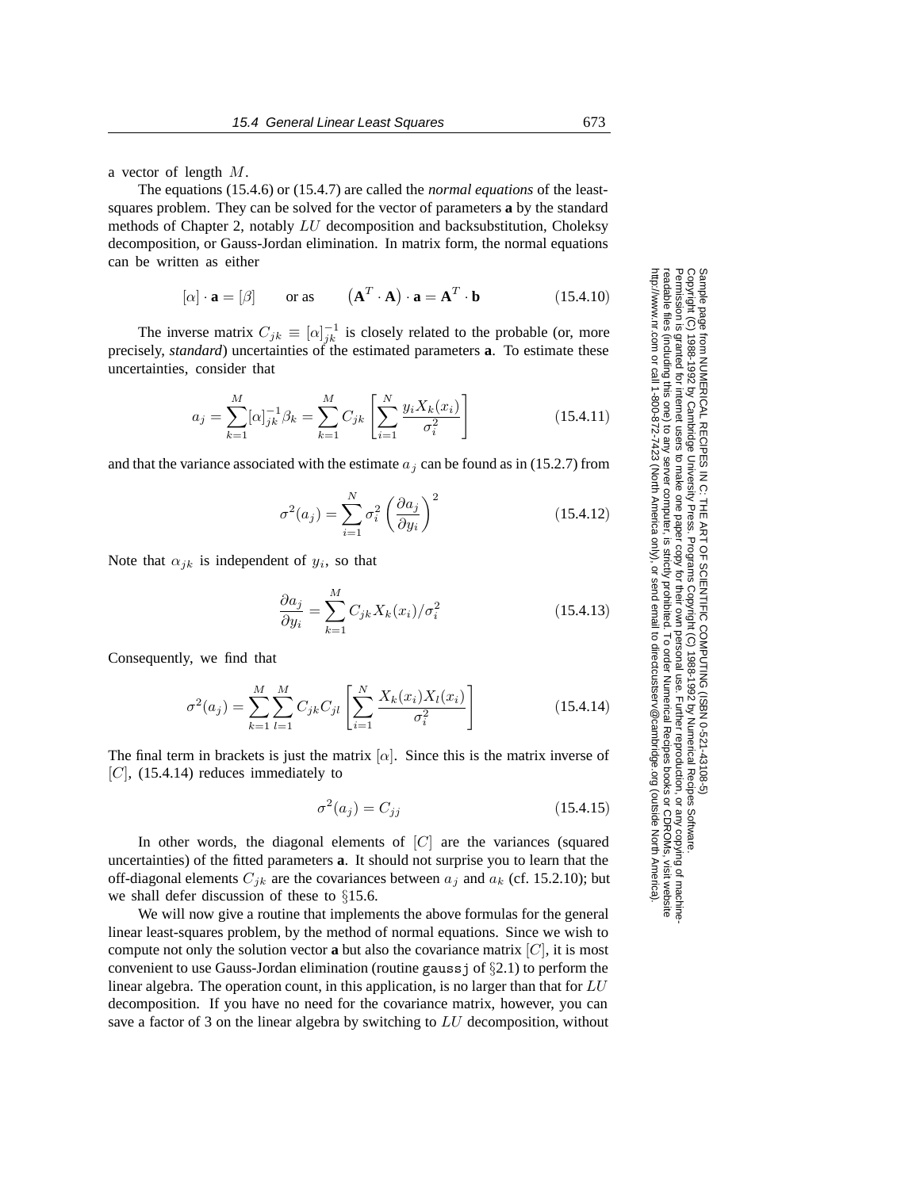a vector of length $M$.

The equations (15.4.6) or (15.4.7) are called the *normal equations* of the least-squares problem. They can be solved for the vector of parameters **a** by the standard methods of Chapter 2, notably $LU$ decomposition and backsubstitution, Choleksy decomposition, or Gauss-Jordan elimination. In matrix form, the normal equations can be written as either

$$[\alpha] \cdot \mathbf{a} = [\beta] \qquad \text{or as} \qquad \left(\mathbf{A}^T \cdot \mathbf{A}\right) \cdot \mathbf{a} = \mathbf{A}^T \cdot \mathbf{b} \tag{15.4.10}$$

The inverse matrix $C_{jk} \equiv [\alpha]^{-1}_{jk}$ is closely related to the probable (or, more precisely, *standard*) uncertainties of the estimated parameters **a**. To estimate these uncertainties, consider that

$$a_j = \sum_{k=1}^{M} [\alpha]^{-1}_{jk} \beta_k = \sum_{k=1}^{M} C_{jk} \left[ \sum_{i=1}^{N} \frac{y_i X_k(x_i)}{\sigma_i^2} \right] \tag{15.4.11}$$

and that the variance associated with the estimate $a_j$ can be found as in (15.2.7) from

$$\sigma^2(a_j) = \sum_{i=1}^{N} \sigma_i^2 \left( \frac{\partial a_j}{\partial y_i} \right)^2 \tag{15.4.12}$$

Note that $\alpha_{jk}$ is independent of $y_i$, so that

$$\frac{\partial a_j}{\partial y_i} = \sum_{k=1}^{M} C_{jk} X_k(x_i)/\sigma_i^2 \tag{15.4.13}$$

Consequently, we find that

$$\sigma^2(a_j) = \sum_{k=1}^{M} \sum_{l=1}^{M} C_{jk} C_{jl} \left[ \sum_{i=1}^{N} \frac{X_k(x_i) X_l(x_i)}{\sigma_i^2} \right] \tag{15.4.14}$$

The final term in brackets is just the matrix $[\alpha]$. Since this is the matrix inverse of $[C]$, (15.4.14) reduces immediately to

$$\sigma^2(a_j) = C_{jj} \tag{15.4.15}$$

In other words, the diagonal elements of $[C]$ are the variances (squared uncertainties) of the fitted parameters **a**. It should not surprise you to learn that the off-diagonal elements $C_{jk}$ are the covariances between $a_j$ and $a_k$ (cf. 15.2.10); but we shall defer discussion of these to §15.6.

We will now give a routine that implements the above formulas for the general linear least-squares problem, by the method of normal equations. Since we wish to compute not only the solution vector **a** but also the covariance matrix $[C]$, it is most convenient to use Gauss-Jordan elimination (routine `gaussj` of §2.1) to perform the linear algebra. The operation count, in this application, is no larger than that for $LU$ decomposition. If you have no need for the covariance matrix, however, you can save a factor of 3 on the linear algebra by switching to $LU$ decomposition, without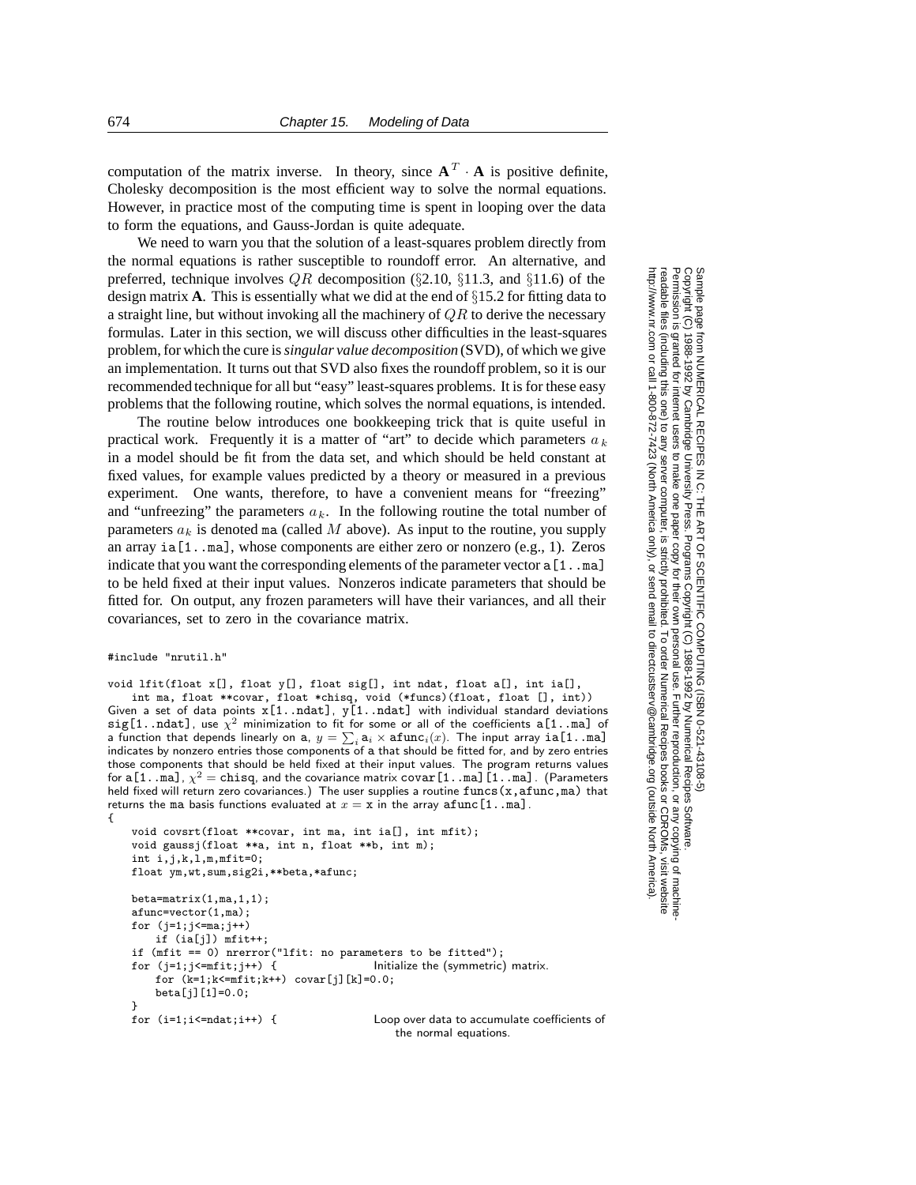computation of the matrix inverse. In theory, since $\mathbf{A}^T \cdot \mathbf{A}$ is positive definite, Cholesky decomposition is the most efficient way to solve the normal equations. However, in practice most of the computing time is spent in looping over the data to form the equations, and Gauss-Jordan is quite adequate.

We need to warn you that the solution of a least-squares problem directly from the normal equations is rather susceptible to roundoff error. An alternative, and preferred, technique involves $QR$ decomposition (§2.10, §11.3, and §11.6) of the design matrix **A**. This is essentially what we did at the end of §15.2 for fitting data to a straight line, but without invoking all the machinery of $QR$ to derive the necessary formulas. Later in this section, we will discuss other difficulties in the least-squares problem, for which the cure is *singular value decomposition* (SVD), of which we give an implementation. It turns out that SVD also fixes the roundoff problem, so it is our recommended technique for all but "easy" least-squares problems. It is for these easy problems that the following routine, which solves the normal equations, is intended.

The routine below introduces one bookkeeping trick that is quite useful in practical work. Frequently it is a matter of "art" to decide which parameters $a_k$ in a model should be fit from the data set, and which should be held constant at fixed values, for example values predicted by a theory or measured in a previous experiment. One wants, therefore, to have a convenient means for "freezing" and "unfreezing" the parameters $a_k$. In the following routine the total number of parameters $a_k$ is denoted `ma` (called $M$ above). As input to the routine, you supply an array `ia[1..ma]`, whose components are either zero or nonzero (e.g., 1). Zeros indicate that you want the corresponding elements of the parameter vector `a[1..ma]` to be held fixed at their input values. Nonzeros indicate parameters that should be fitted for. On output, any frozen parameters will have their variances, and all their covariances, set to zero in the covariance matrix.

```
#include "nrutil.h"

void lfit(float x[], float y[], float sig[], int ndat, float a[], int ia[],
    int ma, float **covar, float *chisq, void (*funcs)(float, float [], int))
```

Given a set of data points `x[1..ndat]`, `y[1..ndat]` with individual standard deviations `sig[1..ndat]`, use $\chi^2$ minimization to fit for some or all of the coefficients `a[1..ma]` of a function that depends linearly on `a`, $y = \sum_i \mathrm{a}_i \times \mathrm{afunc}_i(x)$. The input array `ia[1..ma]` indicates by nonzero entries those components of `a` that should be fitted for, and by zero entries those components that should be held fixed at their input values. The program returns values for `a[1..ma]`, $\chi^2 =$ `chisq`, and the covariance matrix `covar[1..ma][1..ma]`. (Parameters held fixed will return zero covariances.) The user supplies a routine `funcs(x,afunc,ma)` that returns the `ma` basis functions evaluated at $x =$ `x` in the array `afunc[1..ma]`.

```
{
    void covsrt(float **covar, int ma, int ia[], int mfit);
    void gaussj(float **a, int n, float **b, int m);
    int i,j,k,l,m,mfit=0;
    float ym,wt,sum,sig2i,**beta,*afunc;

    beta=matrix(1,ma,1,1);
    afunc=vector(1,ma);
    for (j=1;j<=ma;j++)
        if (ia[j]) mfit++;
    if (mfit == 0) nrerror("lfit: no parameters to be fitted");
    for (j=1;j<=mfit;j++) {                  Initialize the (symmetric) matrix.
        for (k=1;k<=mfit;k++) covar[j][k]=0.0;
        beta[j][1]=0.0;
    }
    for (i=1;i<=ndat;i++) {                  Loop over data to accumulate coefficients of
                                                 the normal equations.
```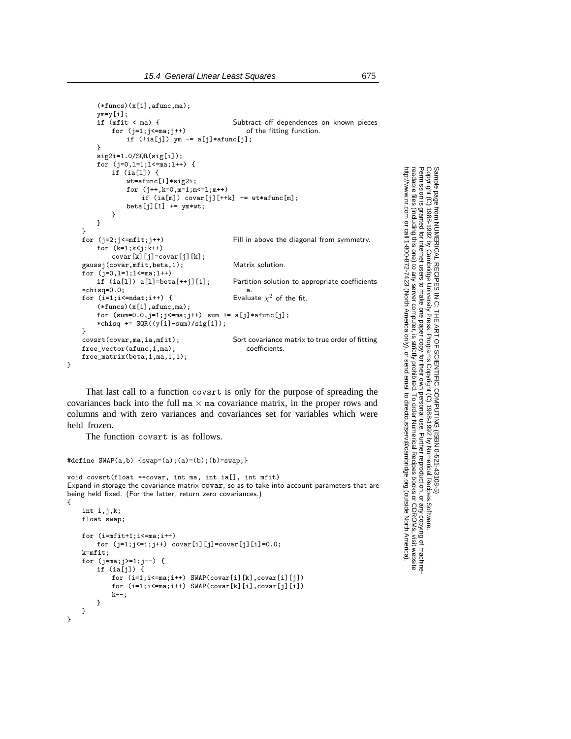```
        (*funcs)(x[i],afunc,ma);
        ym=y[i];
        if (mfit < ma) {                    Subtract off dependences on known pieces
            for (j=1;j<=ma;j++)                 of the fitting function.
                if (!ia[j]) ym -= a[j]*afunc[j];
        }
        sig2i=1.0/SQR(sig[i]);
        for (j=0,l=1;l<=ma;l++) {
            if (ia[l]) {
                wt=afunc[l]*sig2i;
                for (j++,k=0,m=1;m<=l;m++)
                    if (ia[m]) covar[j][++k] += wt*afunc[m];
                beta[j][1] += ym*wt;
            }
        }
    }
    for (j=2;j<=mfit;j++)                   Fill in above the diagonal from symmetry.
        for (k=1;k<j;k++)
            covar[k][j]=covar[j][k];
    gaussj(covar,mfit,beta,1);              Matrix solution.
    for (j=0,l=1;l<=ma;l++)
        if (ia[l]) a[l]=beta[++j][1];       Partition solution to appropriate coefficients
    *chisq=0.0;                                 a.
    for (i=1;i<=ndat;i++) {                 Evaluate χ^2 of the fit.
        (*funcs)(x[i],afunc,ma);
        for (sum=0.0,j=1;j<=ma;j++) sum += a[j]*afunc[j];
        *chisq += SQR((y[i]-sum)/sig[i]);
    }
    covsrt(covar,ma,ia,mfit);               Sort covariance matrix to true order of fitting
    free_vector(afunc,1,ma);                    coefficients.
    free_matrix(beta,1,ma,1,1);
}
```

That last call to a function covsrt is only for the purpose of spreading the covariances back into the full ma $\times$ ma covariance matrix, in the proper rows and columns and with zero variances and covariances set for variables which were held frozen.

The function covsrt is as follows.

```
#define SWAP(a,b) {swap=(a);(a)=(b);(b)=swap;}

void covsrt(float **covar, int ma, int ia[], int mfit)
Expand in storage the covariance matrix covar, so as to take into account parameters that are
being held fixed. (For the latter, return zero covariances.)
{
    int i,j,k;
    float swap;

    for (i=mfit+1;i<=ma;i++)
        for (j=1;j<=i;j++) covar[i][j]=covar[j][i]=0.0;
    k=mfit;
    for (j=ma;j>=1;j--) {
        if (ia[j]) {
            for (i=1;i<=ma;i++) SWAP(covar[i][k],covar[i][j])
            for (i=1;i<=ma;i++) SWAP(covar[k][i],covar[j][i])
            k--;
        }
    }
}
```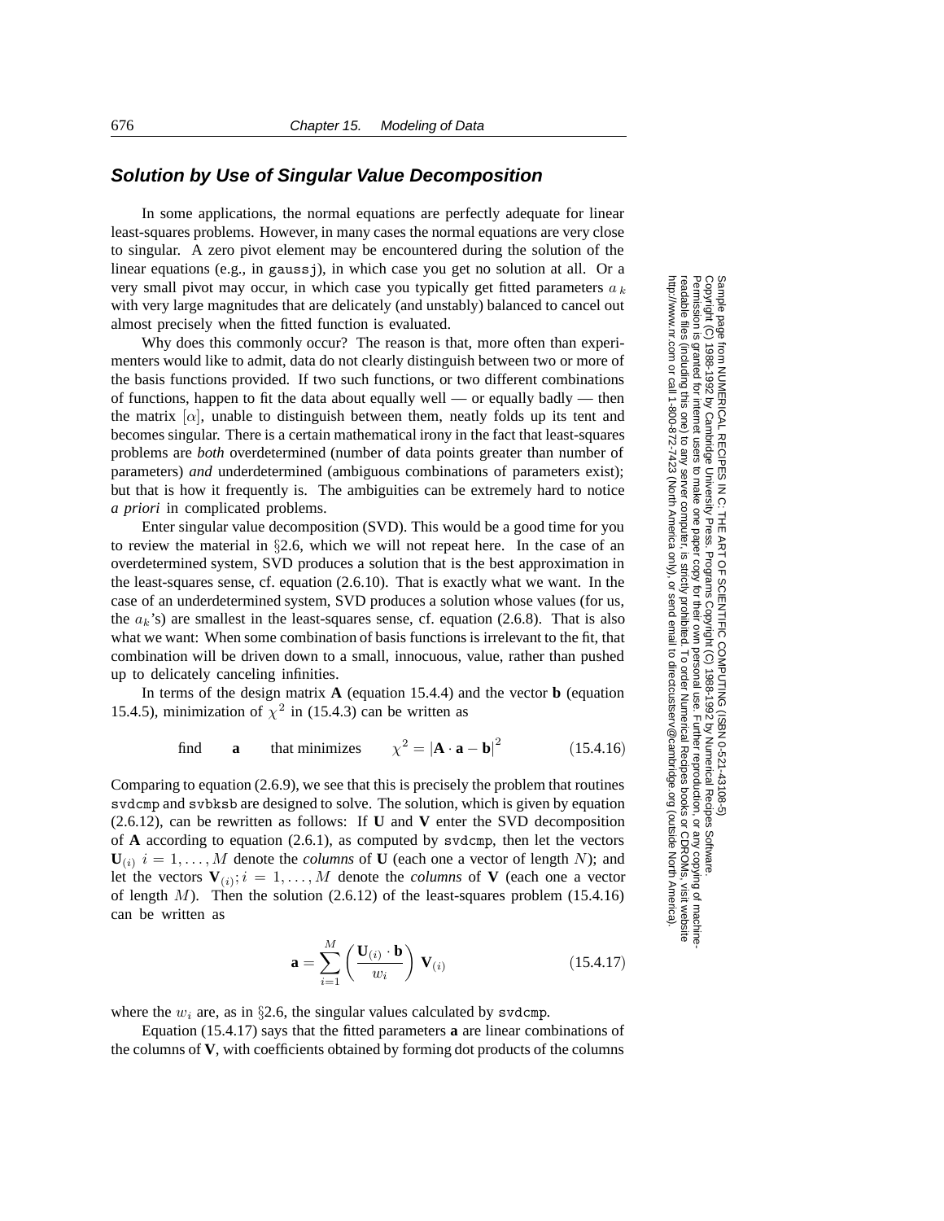### *Solution by Use of Singular Value Decomposition*

In some applications, the normal equations are perfectly adequate for linear least-squares problems. However, in many cases the normal equations are very close to singular. A zero pivot element may be encountered during the solution of the linear equations (e.g., in gaussj), in which case you get no solution at all. Or a very small pivot may occur, in which case you typically get fitted parameters $a_k$ with very large magnitudes that are delicately (and unstably) balanced to cancel out almost precisely when the fitted function is evaluated.

Why does this commonly occur? The reason is that, more often than experimenters would like to admit, data do not clearly distinguish between two or more of the basis functions provided. If two such functions, or two different combinations of functions, happen to fit the data about equally well — or equally badly — then the matrix $[\alpha]$, unable to distinguish between them, neatly folds up its tent and becomes singular. There is a certain mathematical irony in the fact that least-squares problems are *both* overdetermined (number of data points greater than number of parameters) *and* underdetermined (ambiguous combinations of parameters exist); but that is how it frequently is. The ambiguities can be extremely hard to notice *a priori* in complicated problems.

Enter singular value decomposition (SVD). This would be a good time for you to review the material in §2.6, which we will not repeat here. In the case of an overdetermined system, SVD produces a solution that is the best approximation in the least-squares sense, cf. equation (2.6.10). That is exactly what we want. In the case of an underdetermined system, SVD produces a solution whose values (for us, the $a_k$'s) are smallest in the least-squares sense, cf. equation (2.6.8). That is also what we want: When some combination of basis functions is irrelevant to the fit, that combination will be driven down to a small, innocuous, value, rather than pushed up to delicately canceling infinities.

In terms of the design matrix $\mathbf{A}$ (equation 15.4.4) and the vector $\mathbf{b}$ (equation 15.4.5), minimization of $\chi^2$ in (15.4.3) can be written as

$$\text{find} \qquad \mathbf{a} \qquad \text{that minimizes} \qquad \chi^2 = |\mathbf{A} \cdot \mathbf{a} - \mathbf{b}|^2 \tag{15.4.16}$$

Comparing to equation (2.6.9), we see that this is precisely the problem that routines svdcmp and svbksb are designed to solve. The solution, which is given by equation (2.6.12), can be rewritten as follows: If $\mathbf{U}$ and $\mathbf{V}$ enter the SVD decomposition of $\mathbf{A}$ according to equation (2.6.1), as computed by svdcmp, then let the vectors $\mathbf{U}_{(i)}$ $i = 1, \ldots, M$ denote the *columns* of $\mathbf{U}$ (each one a vector of length $N$); and let the vectors $\mathbf{V}_{(i)}; i = 1, \ldots, M$ denote the *columns* of $\mathbf{V}$ (each one a vector of length $M$). Then the solution (2.6.12) of the least-squares problem (15.4.16) can be written as

$$\mathbf{a} = \sum_{i=1}^{M} \left( \frac{\mathbf{U}_{(i)} \cdot \mathbf{b}}{w_i} \right) \mathbf{V}_{(i)} \tag{15.4.17}$$

where the $w_i$ are, as in §2.6, the singular values calculated by svdcmp.

Equation (15.4.17) says that the fitted parameters $\mathbf{a}$ are linear combinations of the columns of $\mathbf{V}$, with coefficients obtained by forming dot products of the columns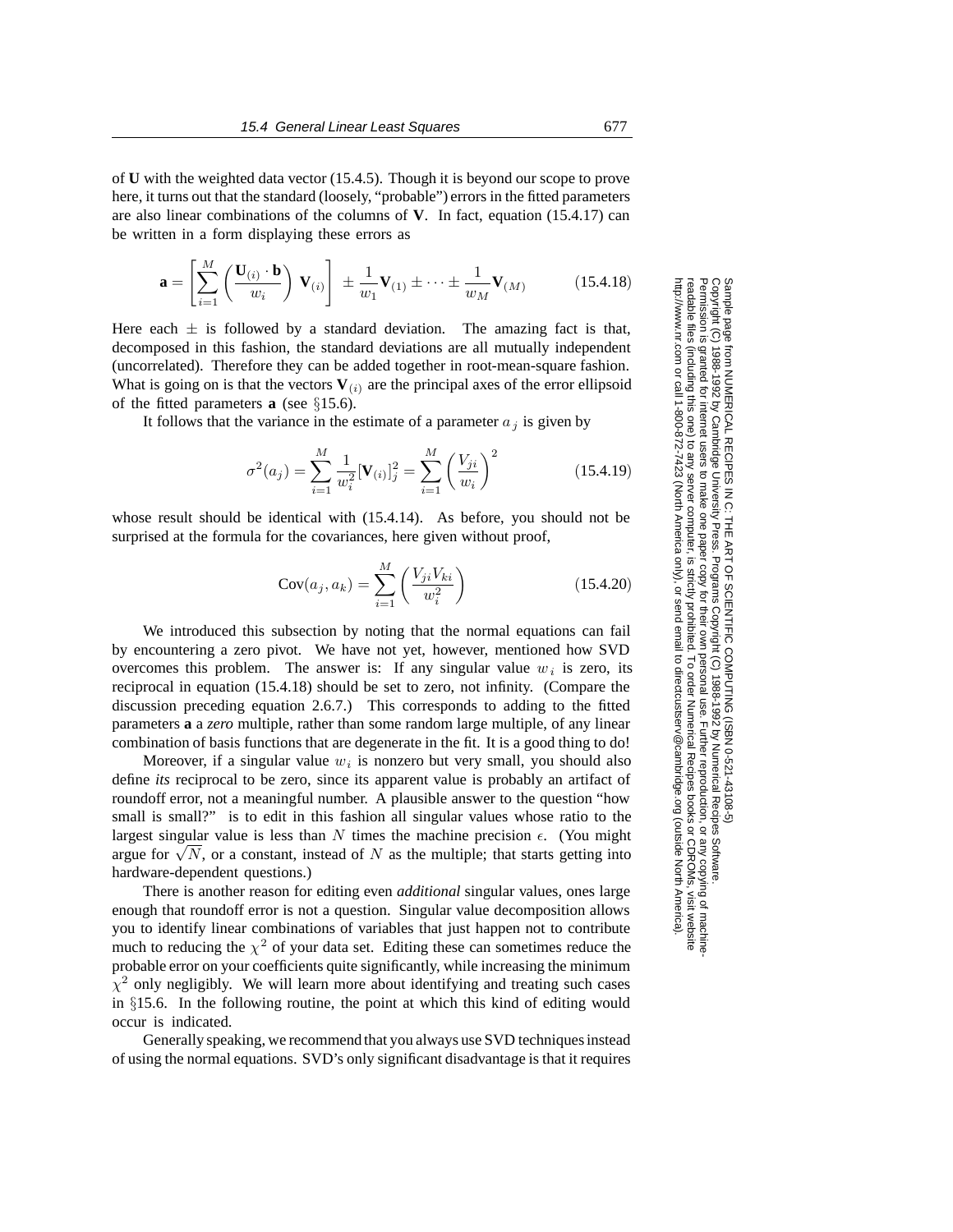of **U** with the weighted data vector (15.4.5). Though it is beyond our scope to prove here, it turns out that the standard (loosely, "probable") errors in the fitted parameters are also linear combinations of the columns of **V**. In fact, equation (15.4.17) can be written in a form displaying these errors as

$$\mathbf{a} = \left[ \sum_{i=1}^{M} \left( \frac{\mathbf{U}_{(i)} \cdot \mathbf{b}}{w_i} \right) \mathbf{V}_{(i)} \right] \pm \frac{1}{w_1} \mathbf{V}_{(1)} \pm \cdots \pm \frac{1}{w_M} \mathbf{V}_{(M)} \tag{15.4.18}$$

Here each $\pm$ is followed by a standard deviation. The amazing fact is that, decomposed in this fashion, the standard deviations are all mutually independent (uncorrelated). Therefore they can be added together in root-mean-square fashion. What is going on is that the vectors $\mathbf{V}_{(i)}$ are the principal axes of the error ellipsoid of the fitted parameters **a** (see §15.6).

It follows that the variance in the estimate of a parameter $a_j$ is given by

$$\sigma^2(a_j) = \sum_{i=1}^{M} \frac{1}{w_i^2} [\mathbf{V}_{(i)}]_j^2 = \sum_{i=1}^{M} \left( \frac{V_{ji}}{w_i} \right)^2 \tag{15.4.19}$$

whose result should be identical with (15.4.14). As before, you should not be surprised at the formula for the covariances, here given without proof,

$$\mathrm{Cov}(a_j, a_k) = \sum_{i=1}^{M} \left( \frac{V_{ji} V_{ki}}{w_i^2} \right) \tag{15.4.20}$$

We introduced this subsection by noting that the normal equations can fail by encountering a zero pivot. We have not yet, however, mentioned how SVD overcomes this problem. The answer is: If any singular value $w_i$ is zero, its reciprocal in equation (15.4.18) should be set to zero, not infinity. (Compare the discussion preceding equation 2.6.7.) This corresponds to adding to the fitted parameters **a** a *zero* multiple, rather than some random large multiple, of any linear combination of basis functions that are degenerate in the fit. It is a good thing to do!

Moreover, if a singular value $w_i$ is nonzero but very small, you should also define *its* reciprocal to be zero, since its apparent value is probably an artifact of roundoff error, not a meaningful number. A plausible answer to the question "how small is small?" is to edit in this fashion all singular values whose ratio to the largest singular value is less than $N$ times the machine precision $\epsilon$. (You might argue for $\sqrt{N}$, or a constant, instead of $N$ as the multiple; that starts getting into hardware-dependent questions.)

There is another reason for editing even *additional* singular values, ones large enough that roundoff error is not a question. Singular value decomposition allows you to identify linear combinations of variables that just happen not to contribute much to reducing the $\chi^2$ of your data set. Editing these can sometimes reduce the probable error on your coefficients quite significantly, while increasing the minimum $\chi^2$ only negligibly. We will learn more about identifying and treating such cases in §15.6. In the following routine, the point at which this kind of editing would occur is indicated.

Generally speaking, we recommend that you always use SVD techniques instead of using the normal equations. SVD's only significant disadvantage is that it requires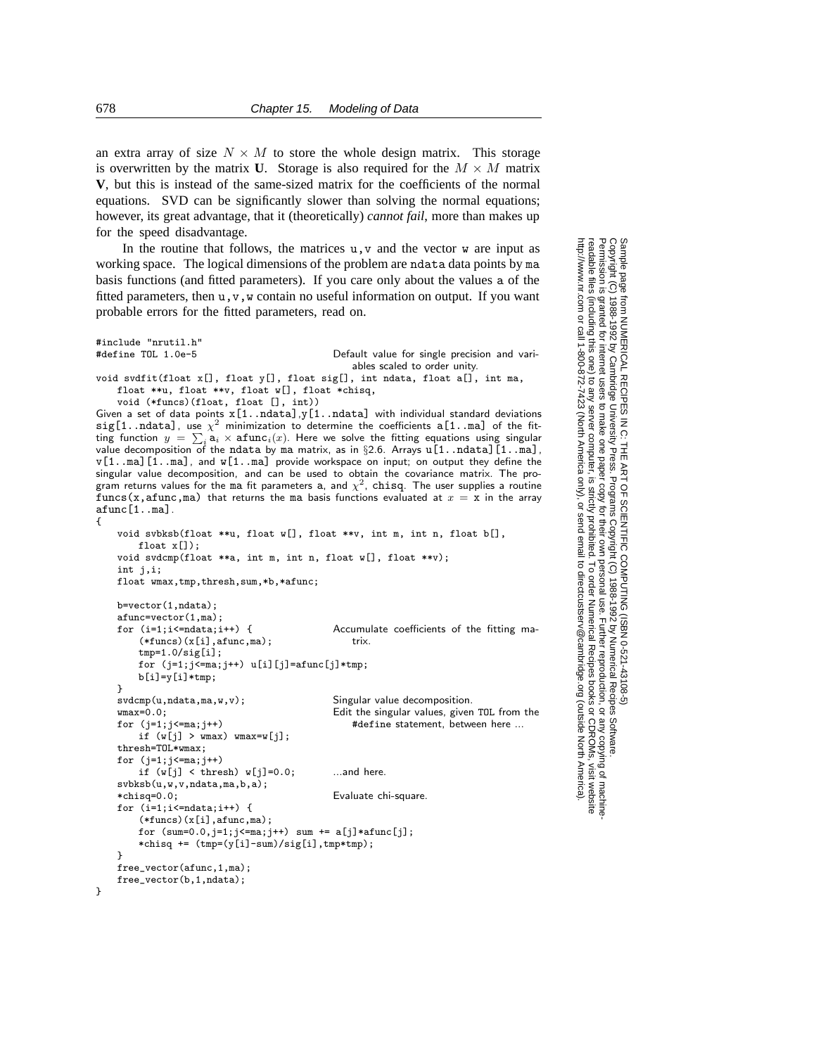an extra array of size $N \times M$ to store the whole design matrix. This storage is overwritten by the matrix **U**. Storage is also required for the $M \times M$ matrix **V**, but this is instead of the same-sized matrix for the coefficients of the normal equations. SVD can be significantly slower than solving the normal equations; however, its great advantage, that it (theoretically) *cannot fail*, more than makes up for the speed disadvantage.

In the routine that follows, the matrices `u,v` and the vector `w` are input as working space. The logical dimensions of the problem are `ndata` data points by `ma` basis functions (and fitted parameters). If you care only about the values `a` of the fitted parameters, then `u,v,w` contain no useful information on output. If you want probable errors for the fitted parameters, read on.

```
#include "nrutil.h"
#define TOL 1.0e-5                              Default value for single precision and vari-
                                                    ables scaled to order unity.
void svdfit(float x[], float y[], float sig[], int ndata, float a[], int ma,
    float **u, float **v, float w[], float *chisq,
    void (*funcs)(float, float [], int))
```

Given a set of data points `x[1..ndata]`,`y[1..ndata]` with individual standard deviations `sig[1..ndata]`, use $\chi^2$ minimization to determine the coefficients `a[1..ma]` of the fitting function $y = \sum_i \mathtt{a}_i \times \mathtt{afunc}_i(x)$. Here we solve the fitting equations using singular value decomposition of the `ndata` by `ma` matrix, as in §2.6. Arrays `u[1..ndata][1..ma]`, `v[1..ma][1..ma]`, and `w[1..ma]` provide workspace on input; on output they define the singular value decomposition, and can be used to obtain the covariance matrix. The program returns values for the `ma` fit parameters `a`, and $\chi^2$, `chisq`. The user supplies a routine `funcs(x,afunc,ma)` that returns the `ma` basis functions evaluated at $x$ = `x` in the array `afunc[1..ma]`.

```
{
    void svbksb(float **u, float w[], float **v, int m, int n, float b[],
        float x[]);
    void svdcmp(float **a, int m, int n, float w[], float **v);
    int j,i;
    float wmax,tmp,thresh,sum,*b,*afunc;

    b=vector(1,ndata);
    afunc=vector(1,ma);
    for (i=1;i<=ndata;i++) {                    Accumulate coefficients of the fitting ma-
        (*funcs)(x[i],afunc,ma);                    trix.
        tmp=1.0/sig[i];
        for (j=1;j<=ma;j++) u[i][j]=afunc[j]*tmp;
        b[i]=y[i]*tmp;
    }
    svdcmp(u,ndata,ma,w,v);                     Singular value decomposition.
    wmax=0.0;                                   Edit the singular values, given TOL from the
    for (j=1;j<=ma;j++)                             #define statement, between here ...
        if (w[j] > wmax) wmax=w[j];
    thresh=TOL*wmax;
    for (j=1;j<=ma;j++)
        if (w[j] < thresh) w[j]=0.0;            ...and here.
    svbksb(u,w,v,ndata,ma,b,a);
    *chisq=0.0;                                 Evaluate chi-square.
    for (i=1;i<=ndata;i++) {
        (*funcs)(x[i],afunc,ma);
        for (sum=0.0,j=1;j<=ma;j++) sum += a[j]*afunc[j];
        *chisq += (tmp=(y[i]-sum)/sig[i],tmp*tmp);
    }
    free_vector(afunc,1,ma);
    free_vector(b,1,ndata);
}
```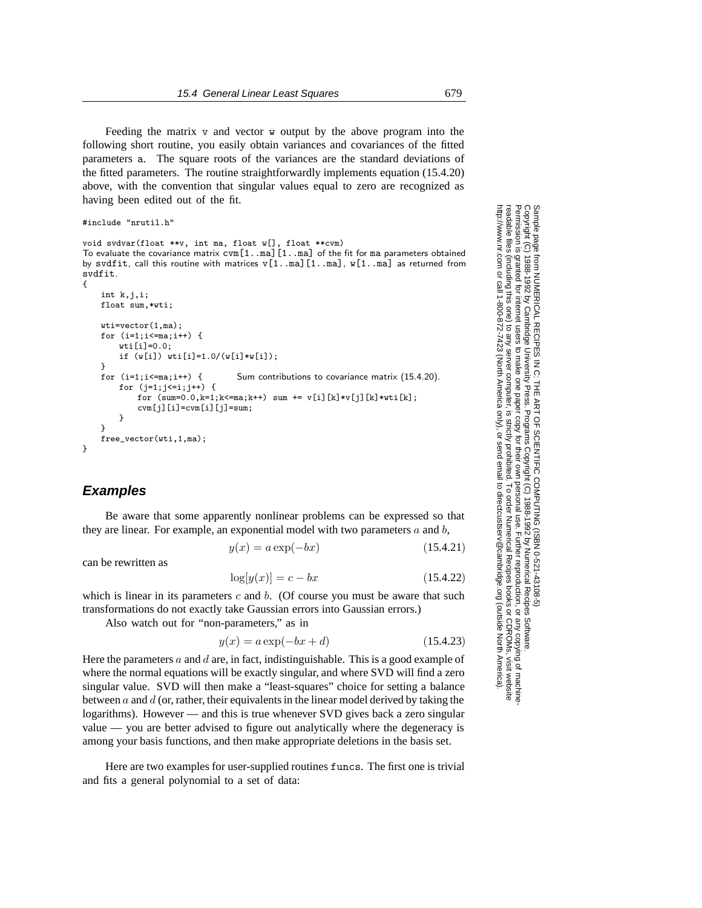Feeding the matrix v and vector w output by the above program into the following short routine, you easily obtain variances and covariances of the fitted parameters a. The square roots of the variances are the standard deviations of the fitted parameters. The routine straightforwardly implements equation (15.4.20) above, with the convention that singular values equal to zero are recognized as having been edited out of the fit.

```
#include "nrutil.h"

void svdvar(float **v, int ma, float w[], float **cvm)
To evaluate the covariance matrix cvm[1..ma][1..ma] of the fit for ma parameters obtained
by svdfit, call this routine with matrices v[1..ma][1..ma], w[1..ma] as returned from
svdfit.
{
    int k,j,i;
    float sum,*wti;

    wti=vector(1,ma);
    for (i=1;i<=ma;i++) {
        wti[i]=0.0;
        if (w[i]) wti[i]=1.0/(w[i]*w[i]);
    }
    for (i=1;i<=ma;i++) {          Sum contributions to covariance matrix (15.4.20).
        for (j=1;j<=i;j++) {
            for (sum=0.0,k=1;k<=ma;k++) sum += v[i][k]*v[j][k]*wti[k];
            cvm[j][i]=cvm[i][j]=sum;
        }
    }
    free_vector(wti,1,ma);
}
```

## Examples

Be aware that some apparently nonlinear problems can be expressed so that they are linear. For example, an exponential model with two parameters $a$ and $b$,

$$y(x) = a\exp(-bx) \tag{15.4.21}$$

can be rewritten as

$$\log[y(x)] = c - bx \tag{15.4.22}$$

which is linear in its parameters $c$ and $b$. (Of course you must be aware that such transformations do not exactly take Gaussian errors into Gaussian errors.)

Also watch out for "non-parameters," as in

$$y(x) = a\exp(-bx + d) \tag{15.4.23}$$

Here the parameters $a$ and $d$ are, in fact, indistinguishable. This is a good example of where the normal equations will be exactly singular, and where SVD will find a zero singular value. SVD will then make a "least-squares" choice for setting a balance between $a$ and $d$ (or, rather, their equivalents in the linear model derived by taking the logarithms). However — and this is true whenever SVD gives back a zero singular value — you are better advised to figure out analytically where the degeneracy is among your basis functions, and then make appropriate deletions in the basis set.

Here are two examples for user-supplied routines funcs. The first one is trivial and fits a general polynomial to a set of data: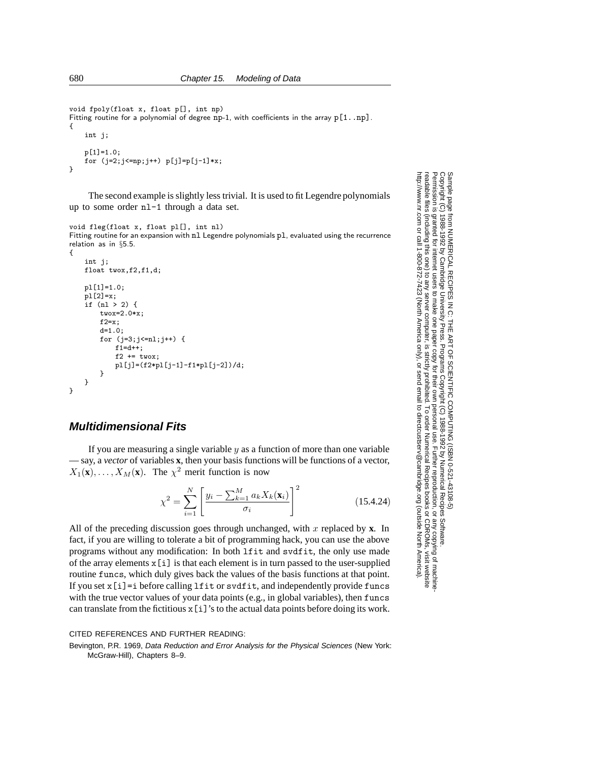```
void fpoly(float x, float p[], int np)
Fitting routine for a polynomial of degree np-1, with coefficients in the array p[1..np].
{
    int j;

    p[1]=1.0;
    for (j=2;j<=np;j++) p[j]=p[j-1]*x;
}
```

The second example is slightly less trivial. It is used to fit Legendre polynomials up to some order nl-1 through a data set.

```
void fleg(float x, float pl[], int nl)
Fitting routine for an expansion with nl Legendre polynomials pl, evaluated using the recurrence
relation as in §5.5.
{
    int j;
    float twox,f2,f1,d;

    pl[1]=1.0;
    pl[2]=x;
    if (nl > 2) {
        twox=2.0*x;
        f2=x;
        d=1.0;
        for (j=3;j<=nl;j++) {
            f1=d++;
            f2 += twox;
            pl[j]=(f2*pl[j-1]-f1*pl[j-2])/d;
        }
    }
}
```

## Multidimensional Fits

If you are measuring a single variable $y$ as a function of more than one variable — say, a *vector* of variables $\mathbf{x}$, then your basis functions will be functions of a vector, $X_1(\mathbf{x}),\ldots,X_M(\mathbf{x})$. The $\chi^2$ merit function is now

$$\chi^2 = \sum_{i=1}^{N}\left[\frac{y_i - \sum_{k=1}^{M} a_k X_k(\mathbf{x}_i)}{\sigma_i}\right]^2 \tag{15.4.24}$$

All of the preceding discussion goes through unchanged, with $x$ replaced by $\mathbf{x}$. In fact, if you are willing to tolerate a bit of programming hack, you can use the above programs without any modification: In both lfit and svdfit, the only use made of the array elements x[i] is that each element is in turn passed to the user-supplied routine funcs, which duly gives back the values of the basis functions at that point. If you set x[i]=i before calling lfit or svdfit, and independently provide funcs with the true vector values of your data points (e.g., in global variables), then funcs can translate from the fictitious x[i]'s to the actual data points before doing its work.

CITED REFERENCES AND FURTHER READING:

Bevington, P.R. 1969, *Data Reduction and Error Analysis for the Physical Sciences* (New York: McGraw-Hill), Chapters 8–9.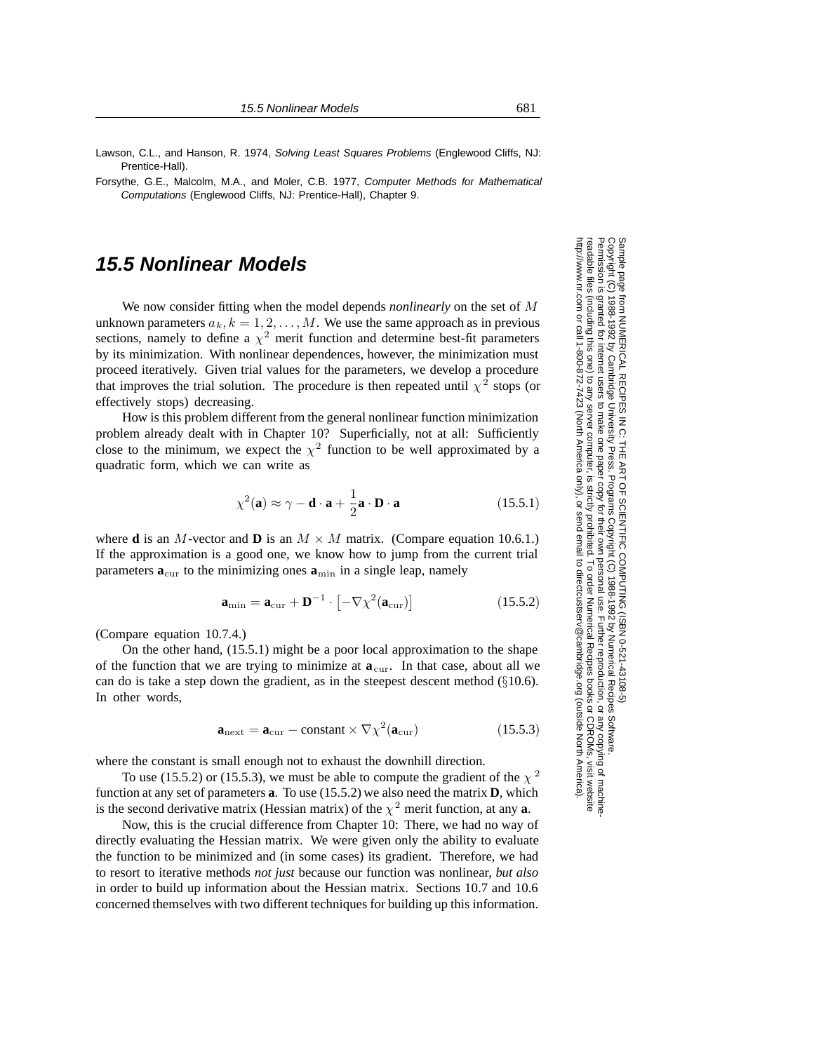Lawson, C.L., and Hanson, R. 1974, *Solving Least Squares Problems* (Englewood Cliffs, NJ: Prentice-Hall).

Forsythe, G.E., Malcolm, M.A., and Moler, C.B. 1977, *Computer Methods for Mathematical Computations* (Englewood Cliffs, NJ: Prentice-Hall), Chapter 9.

## 15.5 Nonlinear Models

We now consider fitting when the model depends *nonlinearly* on the set of $M$ unknown parameters $a_k, k = 1, 2, \ldots, M$. We use the same approach as in previous sections, namely to define a $\chi^2$ merit function and determine best-fit parameters by its minimization. With nonlinear dependences, however, the minimization must proceed iteratively. Given trial values for the parameters, we develop a procedure that improves the trial solution. The procedure is then repeated until $\chi^2$ stops (or effectively stops) decreasing.

How is this problem different from the general nonlinear function minimization problem already dealt with in Chapter 10? Superficially, not at all: Sufficiently close to the minimum, we expect the $\chi^2$ function to be well approximated by a quadratic form, which we can write as

$$\chi^2(\mathbf{a}) \approx \gamma - \mathbf{d} \cdot \mathbf{a} + \frac{1}{2}\mathbf{a} \cdot \mathbf{D} \cdot \mathbf{a} \tag{15.5.1}$$

where $\mathbf{d}$ is an $M$-vector and $\mathbf{D}$ is an $M \times M$ matrix. (Compare equation 10.6.1.) If the approximation is a good one, we know how to jump from the current trial parameters $\mathbf{a}_{\text{cur}}$ to the minimizing ones $\mathbf{a}_{\text{min}}$ in a single leap, namely

$$\mathbf{a}_{\text{min}} = \mathbf{a}_{\text{cur}} + \mathbf{D}^{-1} \cdot \left[-\nabla\chi^2(\mathbf{a}_{\text{cur}})\right] \tag{15.5.2}$$

(Compare equation 10.7.4.)

On the other hand, (15.5.1) might be a poor local approximation to the shape of the function that we are trying to minimize at $\mathbf{a}_{\text{cur}}$. In that case, about all we can do is take a step down the gradient, as in the steepest descent method (§10.6). In other words,

$$\mathbf{a}_{\text{next}} = \mathbf{a}_{\text{cur}} - \text{constant} \times \nabla\chi^2(\mathbf{a}_{\text{cur}}) \tag{15.5.3}$$

where the constant is small enough not to exhaust the downhill direction.

To use (15.5.2) or (15.5.3), we must be able to compute the gradient of the $\chi^2$ function at any set of parameters $\mathbf{a}$. To use (15.5.2) we also need the matrix $\mathbf{D}$, which is the second derivative matrix (Hessian matrix) of the $\chi^2$ merit function, at any $\mathbf{a}$.

Now, this is the crucial difference from Chapter 10: There, we had no way of directly evaluating the Hessian matrix. We were given only the ability to evaluate the function to be minimized and (in some cases) its gradient. Therefore, we had to resort to iterative methods *not just* because our function was nonlinear, *but also* in order to build up information about the Hessian matrix. Sections 10.7 and 10.6 concerned themselves with two different techniques for building up this information.